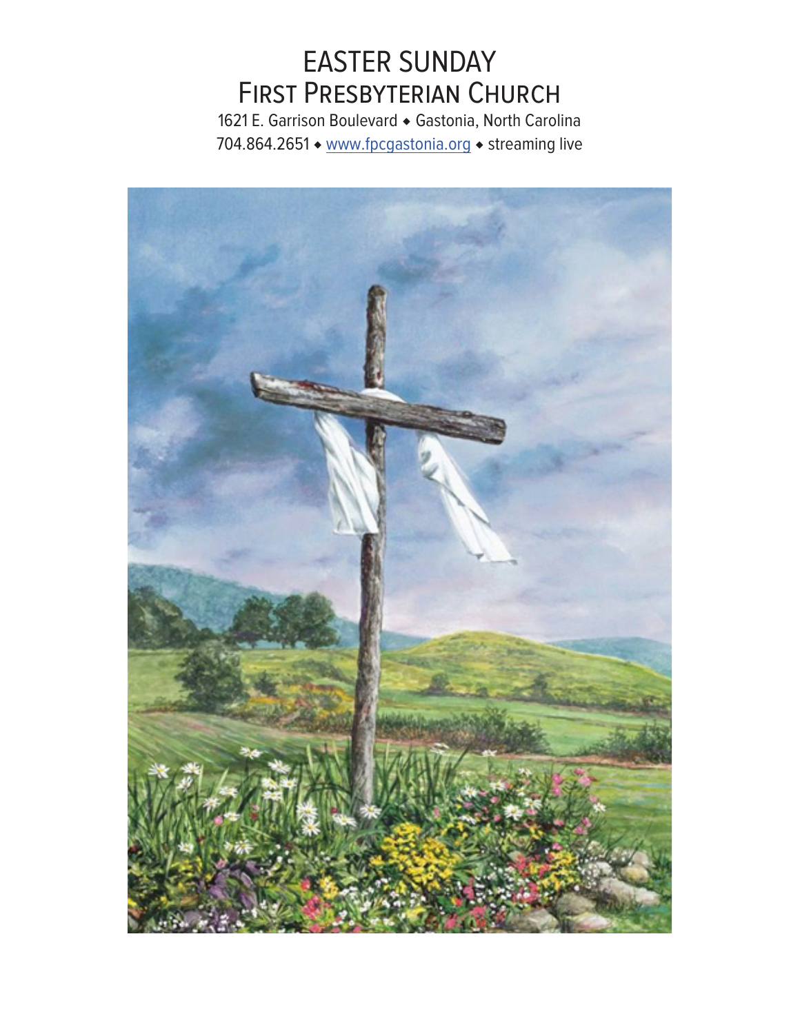# EASTER SUNDAY
## FIRST PRESBYTERIAN CHURCH

1621 E. Garrison Boulevard ◆ Gastonia, North Carolina
704.864.2651 ◆ www.fpcgastonia.org ◆ streaming live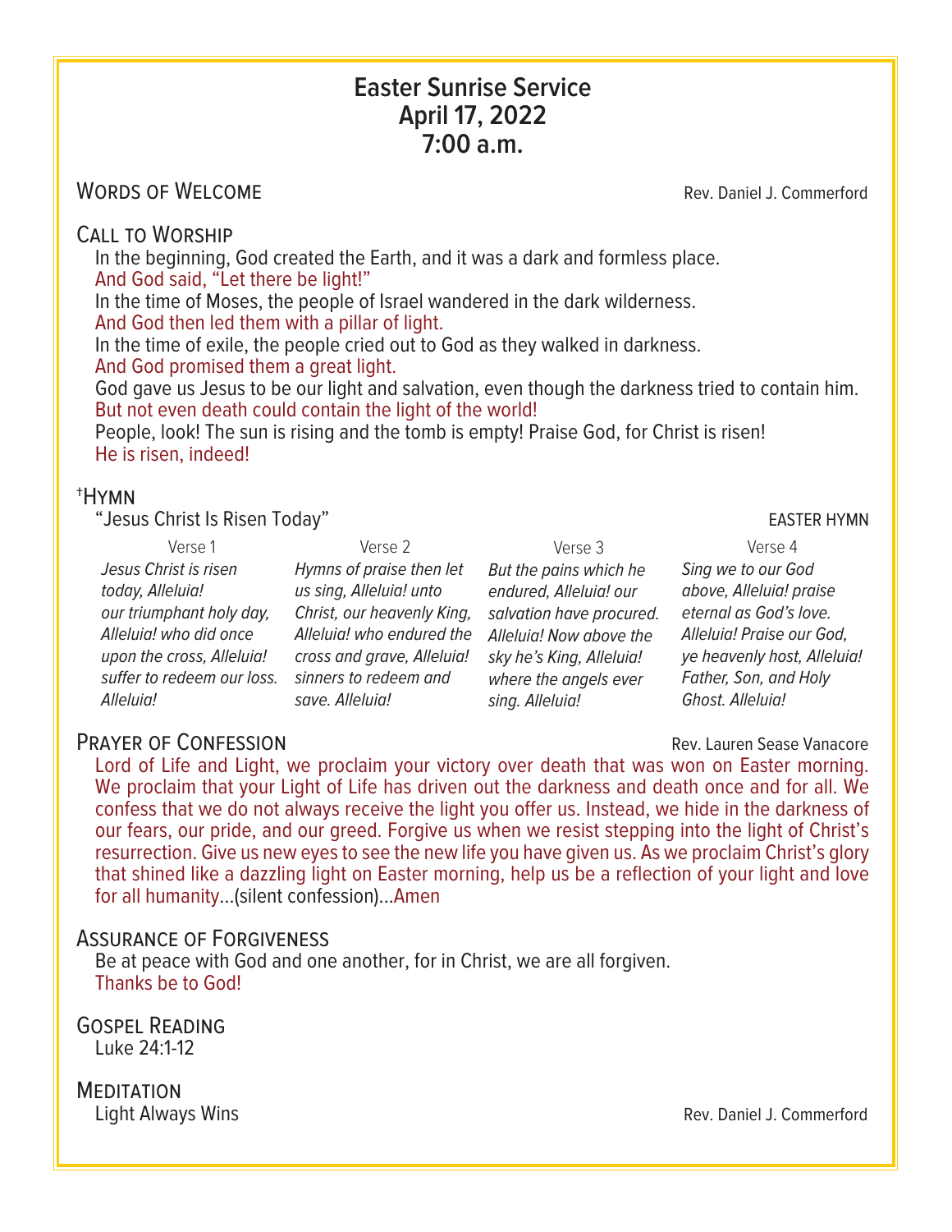# Easter Sunrise Service
# April 17, 2022
# 7:00 a.m.

## Words of Welcome

Rev. Daniel J. Commerford

## Call to Worship

In the beginning, God created the Earth, and it was a dark and formless place.
**And God said, "Let there be light!"**
In the time of Moses, the people of Israel wandered in the dark wilderness.
**And God then led them with a pillar of light.**
In the time of exile, the people cried out to God as they walked in darkness.
**And God promised them a great light.**
God gave us Jesus to be our light and salvation, even though the darkness tried to contain him.
**But not even death could contain the light of the world!**
People, look! The sun is rising and the tomb is empty! Praise God, for Christ is risen!
**He is risen, indeed!**

## †Hymn

"Jesus Christ Is Risen Today" — EASTER HYMN

Verse 1
*Jesus Christ is risen today, Alleluia! our triumphant holy day, Alleluia! who did once upon the cross, Alleluia! suffer to redeem our loss. Alleluia!*

Verse 2
*Hymns of praise then let us sing, Alleluia! unto Christ, our heavenly King, Alleluia! who endured the cross and grave, Alleluia! sinners to redeem and save. Alleluia!*

Verse 3
*But the pains which he endured, Alleluia! our salvation have procured. Alleluia! Now above the sky he's King, Alleluia! where the angels ever sing. Alleluia!*

Verse 4
*Sing we to our God above, Alleluia! praise eternal as God's love. Alleluia! Praise our God, ye heavenly host, Alleluia! Father, Son, and Holy Ghost. Alleluia!*

## Prayer of Confession

Rev. Lauren Sease Vanacore

**Lord of Life and Light, we proclaim your victory over death that was won on Easter morning. We proclaim that your Light of Life has driven out the darkness and death once and for all. We confess that we do not always receive the light you offer us. Instead, we hide in the darkness of our fears, our pride, and our greed. Forgive us when we resist stepping into the light of Christ's resurrection. Give us new eyes to see the new life you have given us. As we proclaim Christ's glory that shined like a dazzling light on Easter morning, help us be a reflection of your light and love for all humanity**…(silent confession)…**Amen**

## Assurance of Forgiveness

Be at peace with God and one another, for in Christ, we are all forgiven.
**Thanks be to God!**

## Gospel Reading

Luke 24:1-12

## Meditation

Light Always Wins — Rev. Daniel J. Commerford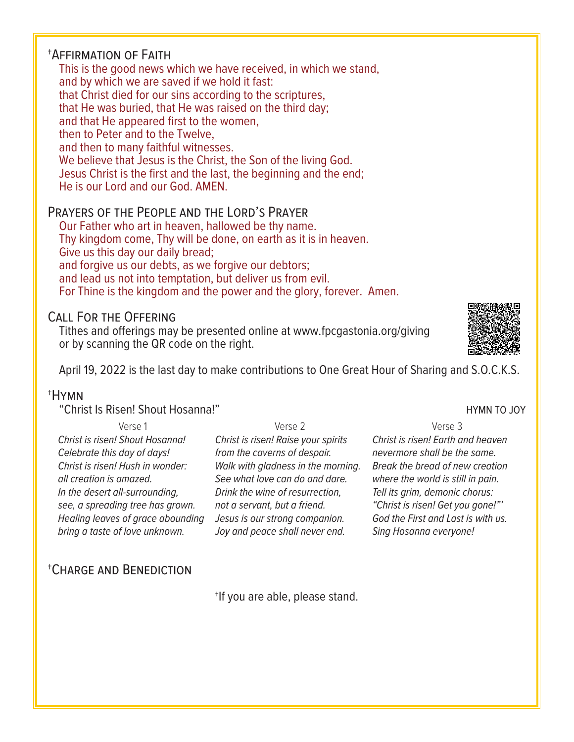## †Affirmation of Faith

This is the good news which we have received, in which we stand,
and by which we are saved if we hold it fast:
that Christ died for our sins according to the scriptures,
that He was buried, that He was raised on the third day;
and that He appeared first to the women,
then to Peter and to the Twelve,
and then to many faithful witnesses.
We believe that Jesus is the Christ, the Son of the living God.
Jesus Christ is the first and the last, the beginning and the end;
He is our Lord and our God. AMEN.

## Prayers of the People and the Lord's Prayer

Our Father who art in heaven, hallowed be thy name.
Thy kingdom come, Thy will be done, on earth as it is in heaven.
Give us this day our daily bread;
and forgive us our debts, as we forgive our debtors;
and lead us not into temptation, but deliver us from evil.
For Thine is the kingdom and the power and the glory, forever. Amen.

## Call For the Offering

Tithes and offerings may be presented online at www.fpcgastonia.org/giving
or by scanning the QR code on the right.

April 19, 2022 is the last day to make contributions to One Great Hour of Sharing and S.O.C.K.S.

## †Hymn

"Christ Is Risen! Shout Hosanna!" HYMN TO JOY

Verse 1

*Christ is risen! Shout Hosanna!*
*Celebrate this day of days!*
*Christ is risen! Hush in wonder:*
*all creation is amazed.*
*In the desert all-surrounding,*
*see, a spreading tree has grown.*
*Healing leaves of grace abounding*
*bring a taste of love unknown.*

Verse 2

*Christ is risen! Raise your spirits*
*from the caverns of despair.*
*Walk with gladness in the morning.*
*See what love can do and dare.*
*Drink the wine of resurrection,*
*not a servant, but a friend.*
*Jesus is our strong companion.*
*Joy and peace shall never end.*

Verse 3

*Christ is risen! Earth and heaven*
*nevermore shall be the same.*
*Break the bread of new creation*
*where the world is still in pain.*
*Tell its grim, demonic chorus:*
*"Christ is risen! Get you gone!"'*
*God the First and Last is with us.*
*Sing Hosanna everyone!*

## †Charge and Benediction

†If you are able, please stand.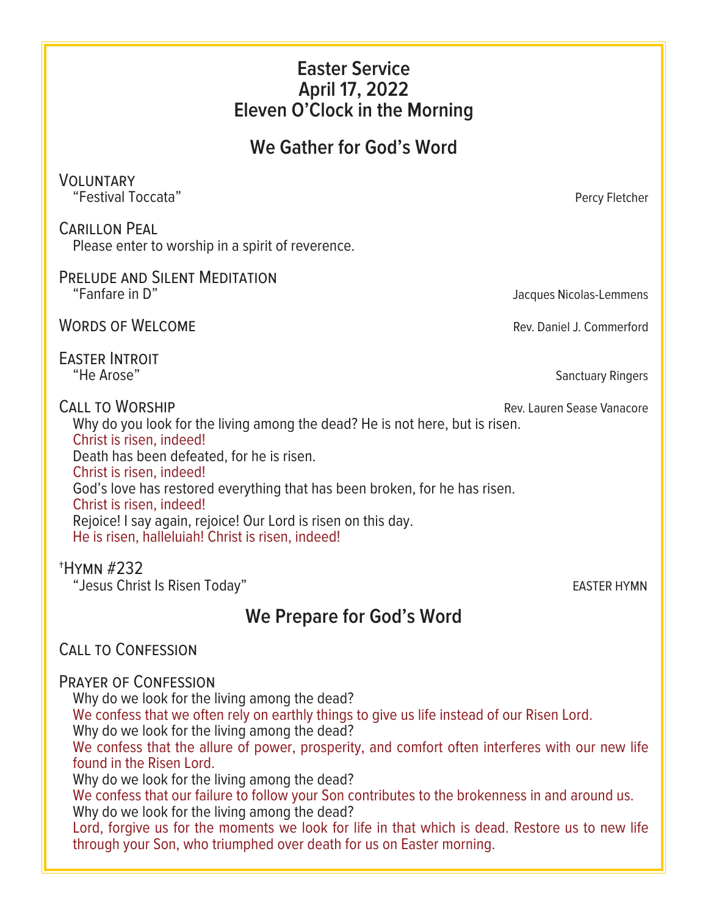# Easter Service
# April 17, 2022
# Eleven O'Clock in the Morning

## We Gather for God's Word

VOLUNTARY
"Festival Toccata" — Percy Fletcher

CARILLON PEAL
Please enter to worship in a spirit of reverence.

PRELUDE AND SILENT MEDITATION
"Fanfare in D" — Jacques Nicolas-Lemmens

WORDS OF WELCOME — Rev. Daniel J. Commerford

EASTER INTROIT
"He Arose" — Sanctuary Ringers

CALL TO WORSHIP — Rev. Lauren Sease Vanacore

Why do you look for the living among the dead? He is not here, but is risen.
**Christ is risen, indeed!**
Death has been defeated, for he is risen.
**Christ is risen, indeed!**
God's love has restored everything that has been broken, for he has risen.
**Christ is risen, indeed!**
Rejoice! I say again, rejoice! Our Lord is risen on this day.
**He is risen, halleluiah! Christ is risen, indeed!**

†HYMN #232
"Jesus Christ Is Risen Today" — EASTER HYMN

## We Prepare for God's Word

CALL TO CONFESSION

PRAYER OF CONFESSION

Why do we look for the living among the dead?
**We confess that we often rely on earthly things to give us life instead of our Risen Lord.**
Why do we look for the living among the dead?
**We confess that the allure of power, prosperity, and comfort often interferes with our new life found in the Risen Lord.**
Why do we look for the living among the dead?
**We confess that our failure to follow your Son contributes to the brokenness in and around us.**
Why do we look for the living among the dead?
**Lord, forgive us for the moments we look for life in that which is dead. Restore us to new life through your Son, who triumphed over death for us on Easter morning.**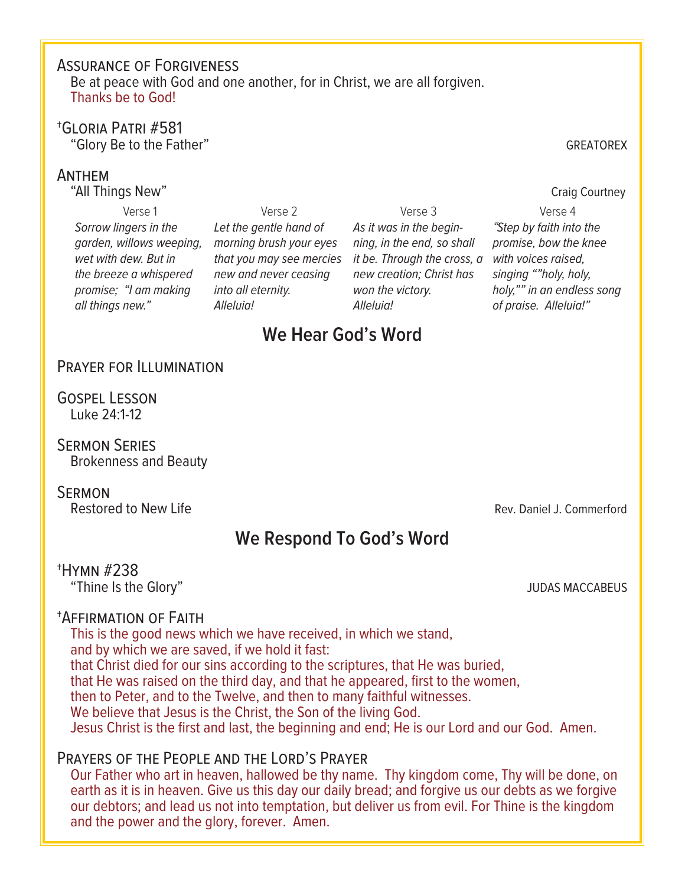### Assurance of Forgiveness

Be at peace with God and one another, for in Christ, we are all forgiven.
Thanks be to God!

### †Gloria Patri #581

"Glory Be to the Father" GREATOREX

### Anthem

"All Things New" Craig Courtney

Verse 1

*Sorrow lingers in the garden, willows weeping, wet with dew. But in the breeze a whispered promise; "I am making all things new."*

Verse 2

*Let the gentle hand of morning brush your eyes that you may see mercies new and never ceasing into all eternity. Alleluia!*

Verse 3

*As it was in the beginning, in the end, so shall it be. Through the cross, a new creation; Christ has won the victory. Alleluia!*

Verse 4

*"Step by faith into the promise, bow the knee with voices raised, singing ""holy, holy, holy,"" in an endless song of praise. Alleluia!"*

## We Hear God's Word

### Prayer for Illumination

### Gospel Lesson

Luke 24:1-12

### Sermon Series

Brokenness and Beauty

### Sermon

Restored to New Life Rev. Daniel J. Commerford

## We Respond To God's Word

### †Hymn #238

"Thine Is the Glory" JUDAS MACCABEUS

### †Affirmation of Faith

This is the good news which we have received, in which we stand,
and by which we are saved, if we hold it fast:
that Christ died for our sins according to the scriptures, that He was buried,
that He was raised on the third day, and that he appeared, first to the women,
then to Peter, and to the Twelve, and then to many faithful witnesses.
We believe that Jesus is the Christ, the Son of the living God.
Jesus Christ is the first and last, the beginning and end; He is our Lord and our God. Amen.

### Prayers of the People and the Lord's Prayer

Our Father who art in heaven, hallowed be thy name. Thy kingdom come, Thy will be done, on earth as it is in heaven. Give us this day our daily bread; and forgive us our debts as we forgive our debtors; and lead us not into temptation, but deliver us from evil. For Thine is the kingdom and the power and the glory, forever. Amen.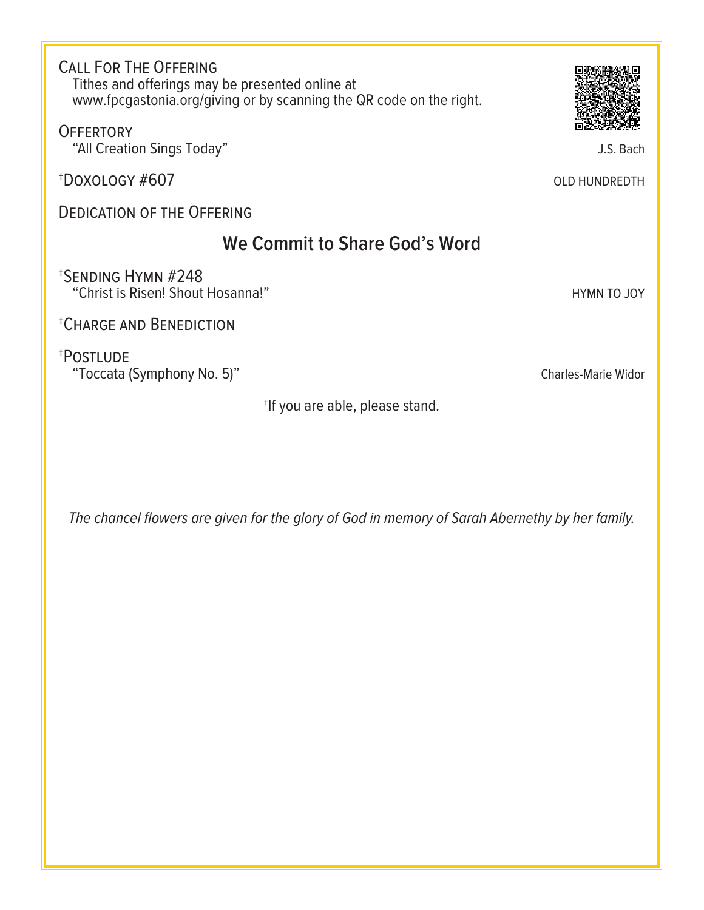CALL FOR THE OFFERING
Tithes and offerings may be presented online at www.fpcgastonia.org/giving or by scanning the QR code on the right.

OFFERTORY
"All Creation Sings Today" — J.S. Bach

†DOXOLOGY #607 — OLD HUNDREDTH

DEDICATION OF THE OFFERING

## We Commit to Share God's Word

†SENDING HYMN #248
"Christ is Risen! Shout Hosanna!" — HYMN TO JOY

†CHARGE AND BENEDICTION

†POSTLUDE
"Toccata (Symphony No. 5)" — Charles-Marie Widor

†If you are able, please stand.

*The chancel flowers are given for the glory of God in memory of Sarah Abernethy by her family.*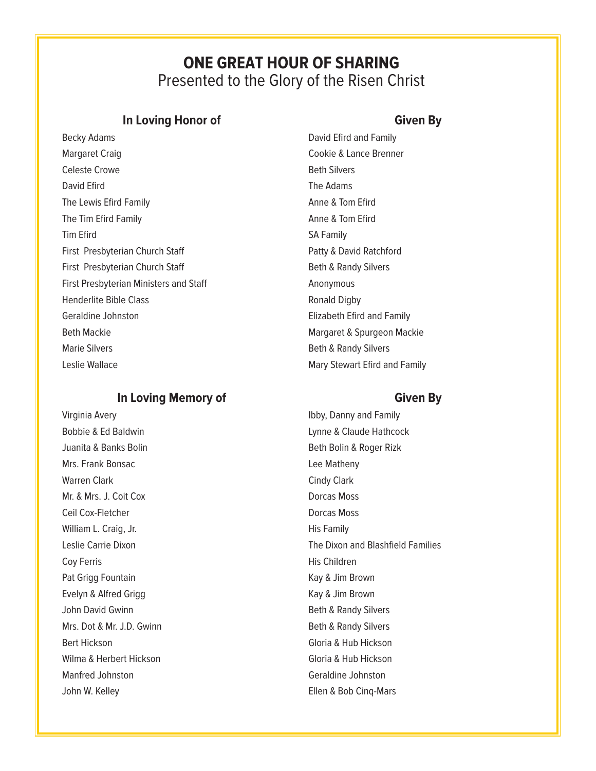# ONE GREAT HOUR OF SHARING

Presented to the Glory of the Risen Christ

| In Loving Honor of | Given By |
|---|---|
| Becky Adams | David Efird and Family |
| Margaret Craig | Cookie & Lance Brenner |
| Celeste Crowe | Beth Silvers |
| David Efird | The Adams |
| The Lewis Efird Family | Anne & Tom Efird |
| The Tim Efird Family | Anne & Tom Efird |
| Tim Efird | SA Family |
| First Presbyterian Church Staff | Patty & David Ratchford |
| First Presbyterian Church Staff | Beth & Randy Silvers |
| First Presbyterian Ministers and Staff | Anonymous |
| Henderlite Bible Class | Ronald Digby |
| Geraldine Johnston | Elizabeth Efird and Family |
| Beth Mackie | Margaret & Spurgeon Mackie |
| Marie Silvers | Beth & Randy Silvers |
| Leslie Wallace | Mary Stewart Efird and Family |

| In Loving Memory of | Given By |
|---|---|
| Virginia Avery | Ibby, Danny and Family |
| Bobbie & Ed Baldwin | Lynne & Claude Hathcock |
| Juanita & Banks Bolin | Beth Bolin & Roger Rizk |
| Mrs. Frank Bonsac | Lee Matheny |
| Warren Clark | Cindy Clark |
| Mr. & Mrs. J. Coit Cox | Dorcas Moss |
| Ceil Cox-Fletcher | Dorcas Moss |
| William L. Craig, Jr. | His Family |
| Leslie Carrie Dixon | The Dixon and Blashfield Families |
| Coy Ferris | His Children |
| Pat Grigg Fountain | Kay & Jim Brown |
| Evelyn & Alfred Grigg | Kay & Jim Brown |
| John David Gwinn | Beth & Randy Silvers |
| Mrs. Dot & Mr. J.D. Gwinn | Beth & Randy Silvers |
| Bert Hickson | Gloria & Hub Hickson |
| Wilma & Herbert Hickson | Gloria & Hub Hickson |
| Manfred Johnston | Geraldine Johnston |
| John W. Kelley | Ellen & Bob Cinq-Mars |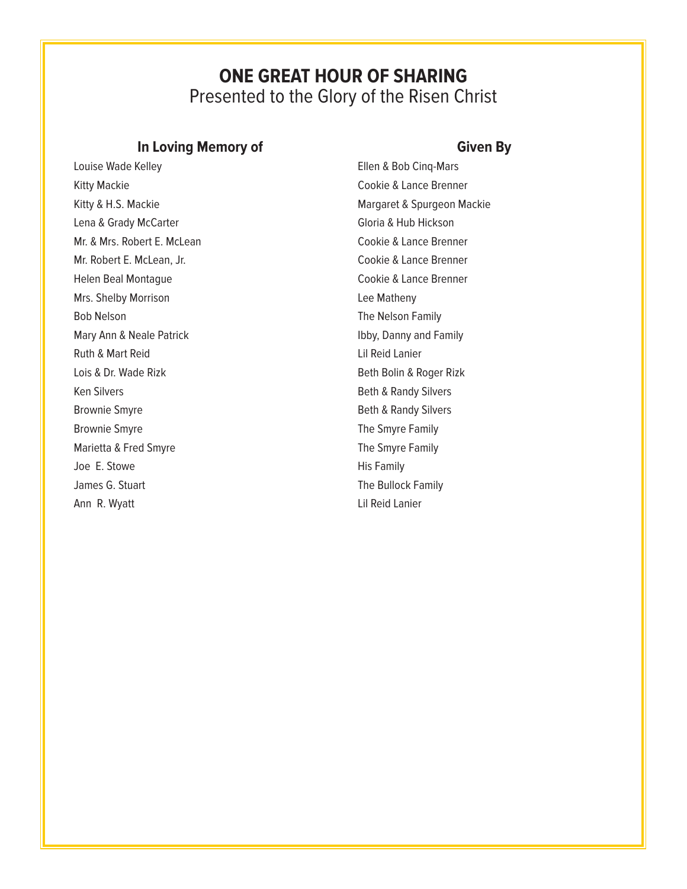# ONE GREAT HOUR OF SHARING

Presented to the Glory of the Risen Christ

| In Loving Memory of | Given By |
|---|---|
| Louise Wade Kelley | Ellen & Bob Cinq-Mars |
| Kitty Mackie | Cookie & Lance Brenner |
| Kitty & H.S. Mackie | Margaret & Spurgeon Mackie |
| Lena & Grady McCarter | Gloria & Hub Hickson |
| Mr. & Mrs. Robert E. McLean | Cookie & Lance Brenner |
| Mr. Robert E. McLean, Jr. | Cookie & Lance Brenner |
| Helen Beal Montague | Cookie & Lance Brenner |
| Mrs. Shelby Morrison | Lee Matheny |
| Bob Nelson | The Nelson Family |
| Mary Ann & Neale Patrick | Ibby, Danny and Family |
| Ruth & Mart Reid | Lil Reid Lanier |
| Lois & Dr. Wade Rizk | Beth Bolin & Roger Rizk |
| Ken Silvers | Beth & Randy Silvers |
| Brownie Smyre | Beth & Randy Silvers |
| Brownie Smyre | The Smyre Family |
| Marietta & Fred Smyre | The Smyre Family |
| Joe E. Stowe | His Family |
| James G. Stuart | The Bullock Family |
| Ann R. Wyatt | Lil Reid Lanier |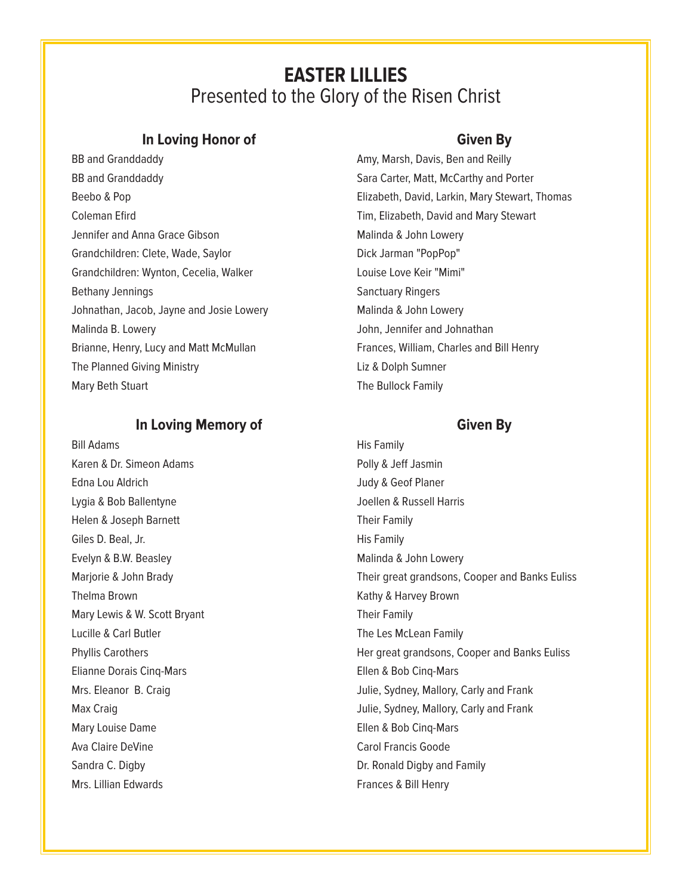# EASTER LILLIES

## Presented to the Glory of the Risen Christ

| In Loving Honor of | Given By |
|---|---|
| BB and Granddaddy | Amy, Marsh, Davis, Ben and Reilly |
| BB and Granddaddy | Sara Carter, Matt, McCarthy and Porter |
| Beebo & Pop | Elizabeth, David, Larkin, Mary Stewart, Thomas |
| Coleman Efird | Tim, Elizabeth, David and Mary Stewart |
| Jennifer and Anna Grace Gibson | Malinda & John Lowery |
| Grandchildren: Clete, Wade, Saylor | Dick Jarman "PopPop" |
| Grandchildren: Wynton, Cecelia, Walker | Louise Love Keir "Mimi" |
| Bethany Jennings | Sanctuary Ringers |
| Johnathan, Jacob, Jayne and Josie Lowery | Malinda & John Lowery |
| Malinda B. Lowery | John, Jennifer and Johnathan |
| Brianne, Henry, Lucy and Matt McMullan | Frances, William, Charles and Bill Henry |
| The Planned Giving Ministry | Liz & Dolph Sumner |
| Mary Beth Stuart | The Bullock Family |

| In Loving Memory of | Given By |
|---|---|
| Bill Adams | His Family |
| Karen & Dr. Simeon Adams | Polly & Jeff Jasmin |
| Edna Lou Aldrich | Judy & Geof Planer |
| Lygia & Bob Ballentyne | Joellen & Russell Harris |
| Helen & Joseph Barnett | Their Family |
| Giles D. Beal, Jr. | His Family |
| Evelyn & B.W. Beasley | Malinda & John Lowery |
| Marjorie & John Brady | Their great grandsons, Cooper and Banks Euliss |
| Thelma Brown | Kathy & Harvey Brown |
| Mary Lewis & W. Scott Bryant | Their Family |
| Lucille & Carl Butler | The Les McLean Family |
| Phyllis Carothers | Her great grandsons, Cooper and Banks Euliss |
| Elianne Dorais Cinq-Mars | Ellen & Bob Cinq-Mars |
| Mrs. Eleanor B. Craig | Julie, Sydney, Mallory, Carly and Frank |
| Max Craig | Julie, Sydney, Mallory, Carly and Frank |
| Mary Louise Dame | Ellen & Bob Cinq-Mars |
| Ava Claire DeVine | Carol Francis Goode |
| Sandra C. Digby | Dr. Ronald Digby and Family |
| Mrs. Lillian Edwards | Frances & Bill Henry |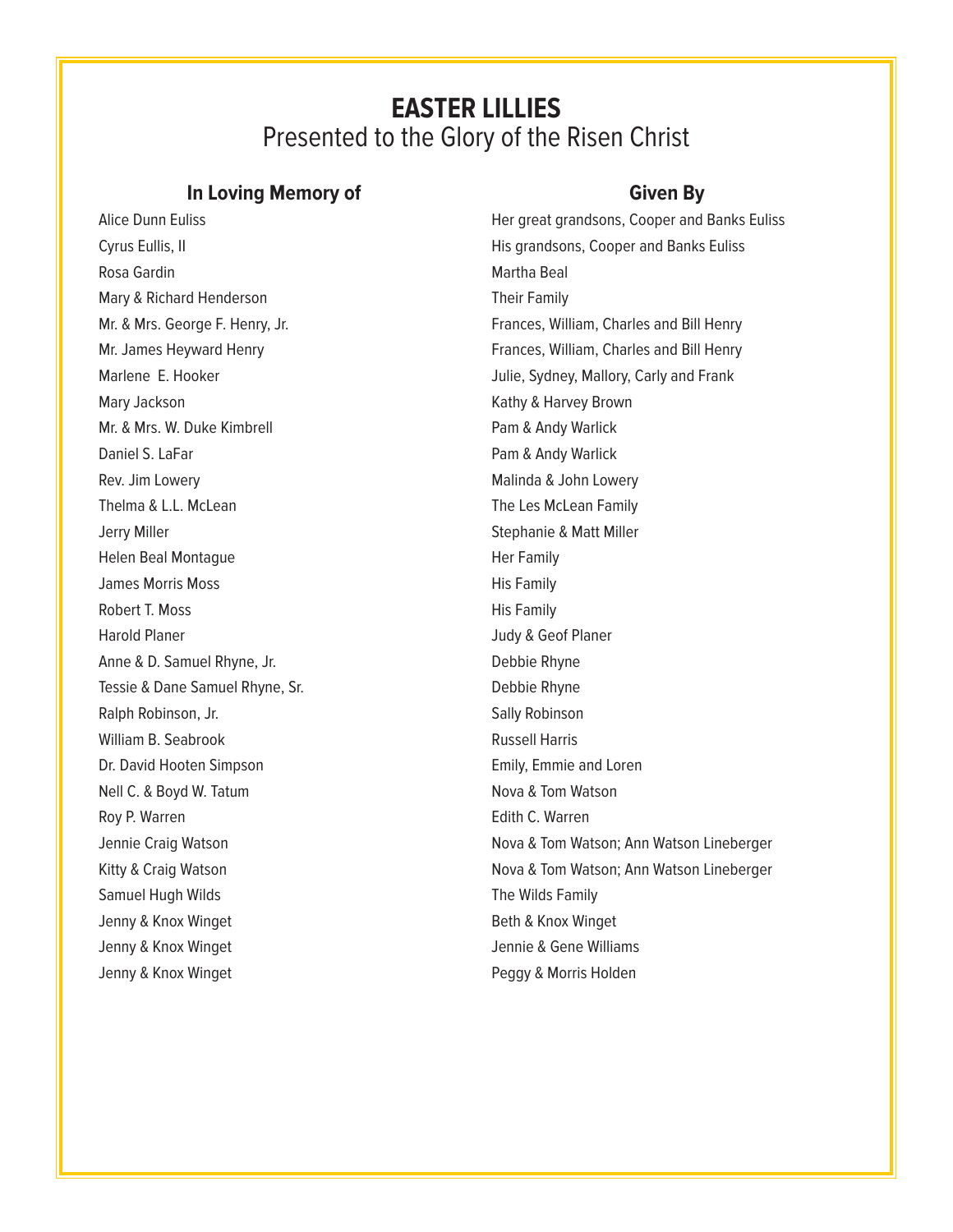# EASTER LILLIES

Presented to the Glory of the Risen Christ

| In Loving Memory of | Given By |
| --- | --- |
| Alice Dunn Euliss | Her great grandsons, Cooper and Banks Euliss |
| Cyrus Eullis, II | His grandsons, Cooper and Banks Euliss |
| Rosa Gardin | Martha Beal |
| Mary & Richard Henderson | Their Family |
| Mr. & Mrs. George F. Henry, Jr. | Frances, William, Charles and Bill Henry |
| Mr. James Heyward Henry | Frances, William, Charles and Bill Henry |
| Marlene E. Hooker | Julie, Sydney, Mallory, Carly and Frank |
| Mary Jackson | Kathy & Harvey Brown |
| Mr. & Mrs. W. Duke Kimbrell | Pam & Andy Warlick |
| Daniel S. LaFar | Pam & Andy Warlick |
| Rev. Jim Lowery | Malinda & John Lowery |
| Thelma & L.L. McLean | The Les McLean Family |
| Jerry Miller | Stephanie & Matt Miller |
| Helen Beal Montague | Her Family |
| James Morris Moss | His Family |
| Robert T. Moss | His Family |
| Harold Planer | Judy & Geof Planer |
| Anne & D. Samuel Rhyne, Jr. | Debbie Rhyne |
| Tessie & Dane Samuel Rhyne, Sr. | Debbie Rhyne |
| Ralph Robinson, Jr. | Sally Robinson |
| William B. Seabrook | Russell Harris |
| Dr. David Hooten Simpson | Emily, Emmie and Loren |
| Nell C. & Boyd W. Tatum | Nova & Tom Watson |
| Roy P. Warren | Edith C. Warren |
| Jennie Craig Watson | Nova & Tom Watson; Ann Watson Lineberger |
| Kitty & Craig Watson | Nova & Tom Watson; Ann Watson Lineberger |
| Samuel Hugh Wilds | The Wilds Family |
| Jenny & Knox Winget | Beth & Knox Winget |
| Jenny & Knox Winget | Jennie & Gene Williams |
| Jenny & Knox Winget | Peggy & Morris Holden |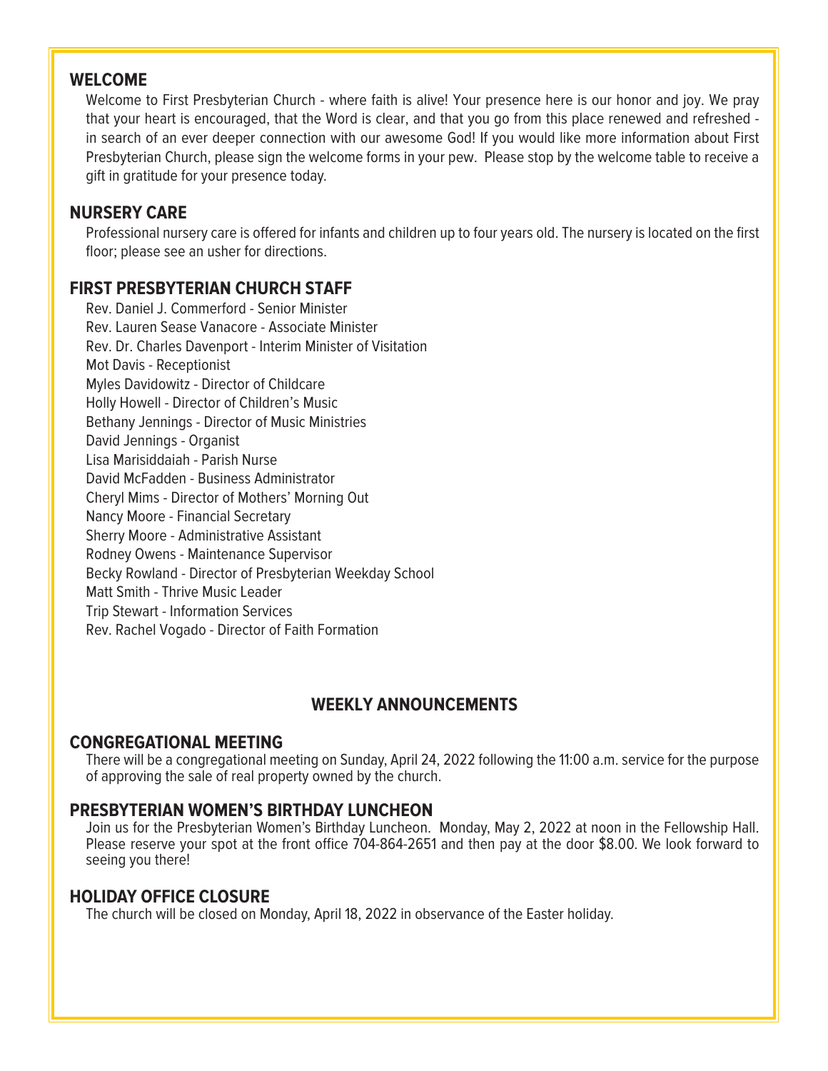## WELCOME

Welcome to First Presbyterian Church - where faith is alive! Your presence here is our honor and joy. We pray that your heart is encouraged, that the Word is clear, and that you go from this place renewed and refreshed - in search of an ever deeper connection with our awesome God! If you would like more information about First Presbyterian Church, please sign the welcome forms in your pew. Please stop by the welcome table to receive a gift in gratitude for your presence today.

## NURSERY CARE

Professional nursery care is offered for infants and children up to four years old. The nursery is located on the first floor; please see an usher for directions.

## FIRST PRESBYTERIAN CHURCH STAFF

Rev. Daniel J. Commerford - Senior Minister
Rev. Lauren Sease Vanacore - Associate Minister
Rev. Dr. Charles Davenport - Interim Minister of Visitation
Mot Davis - Receptionist
Myles Davidowitz - Director of Childcare
Holly Howell - Director of Children's Music
Bethany Jennings - Director of Music Ministries
David Jennings - Organist
Lisa Marisiddaiah - Parish Nurse
David McFadden - Business Administrator
Cheryl Mims - Director of Mothers' Morning Out
Nancy Moore - Financial Secretary
Sherry Moore - Administrative Assistant
Rodney Owens - Maintenance Supervisor
Becky Rowland - Director of Presbyterian Weekday School
Matt Smith - Thrive Music Leader
Trip Stewart - Information Services
Rev. Rachel Vogado - Director of Faith Formation

## WEEKLY ANNOUNCEMENTS

### CONGREGATIONAL MEETING

There will be a congregational meeting on Sunday, April 24, 2022 following the 11:00 a.m. service for the purpose of approving the sale of real property owned by the church.

### PRESBYTERIAN WOMEN'S BIRTHDAY LUNCHEON

Join us for the Presbyterian Women's Birthday Luncheon. Monday, May 2, 2022 at noon in the Fellowship Hall. Please reserve your spot at the front office 704-864-2651 and then pay at the door $8.00. We look forward to seeing you there!

### HOLIDAY OFFICE CLOSURE

The church will be closed on Monday, April 18, 2022 in observance of the Easter holiday.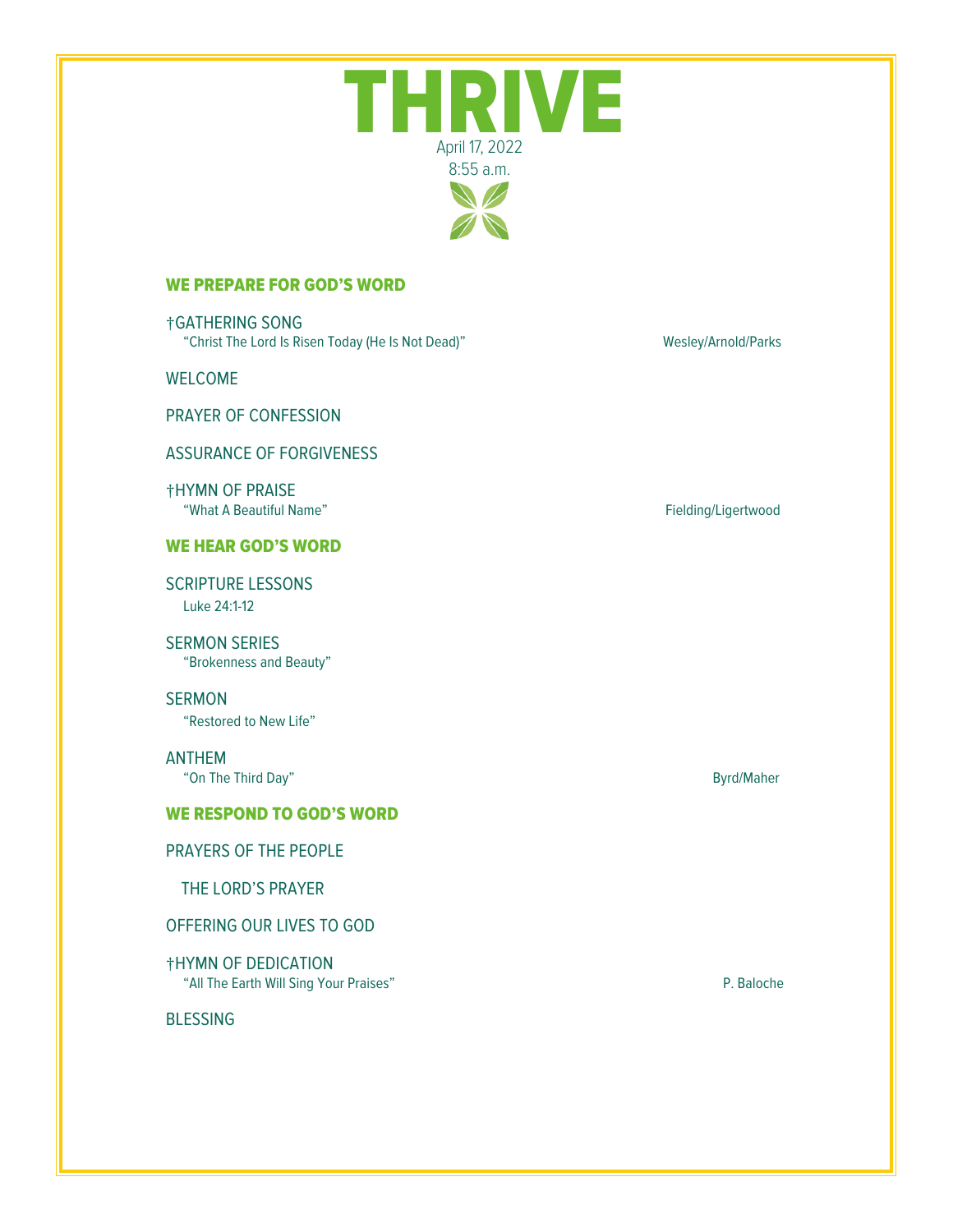# THRIVE

April 17, 2022

8:55 a.m.

## WE PREPARE FOR GOD'S WORD

†GATHERING SONG
"Christ The Lord Is Risen Today (He Is Not Dead)" — Wesley/Arnold/Parks

WELCOME

PRAYER OF CONFESSION

ASSURANCE OF FORGIVENESS

†HYMN OF PRAISE
"What A Beautiful Name" — Fielding/Ligertwood

## WE HEAR GOD'S WORD

SCRIPTURE LESSONS
Luke 24:1-12

SERMON SERIES
"Brokenness and Beauty"

SERMON
"Restored to New Life"

ANTHEM
"On The Third Day" — Byrd/Maher

## WE RESPOND TO GOD'S WORD

PRAYERS OF THE PEOPLE

THE LORD'S PRAYER

OFFERING OUR LIVES TO GOD

†HYMN OF DEDICATION
"All The Earth Will Sing Your Praises" — P. Baloche

BLESSING